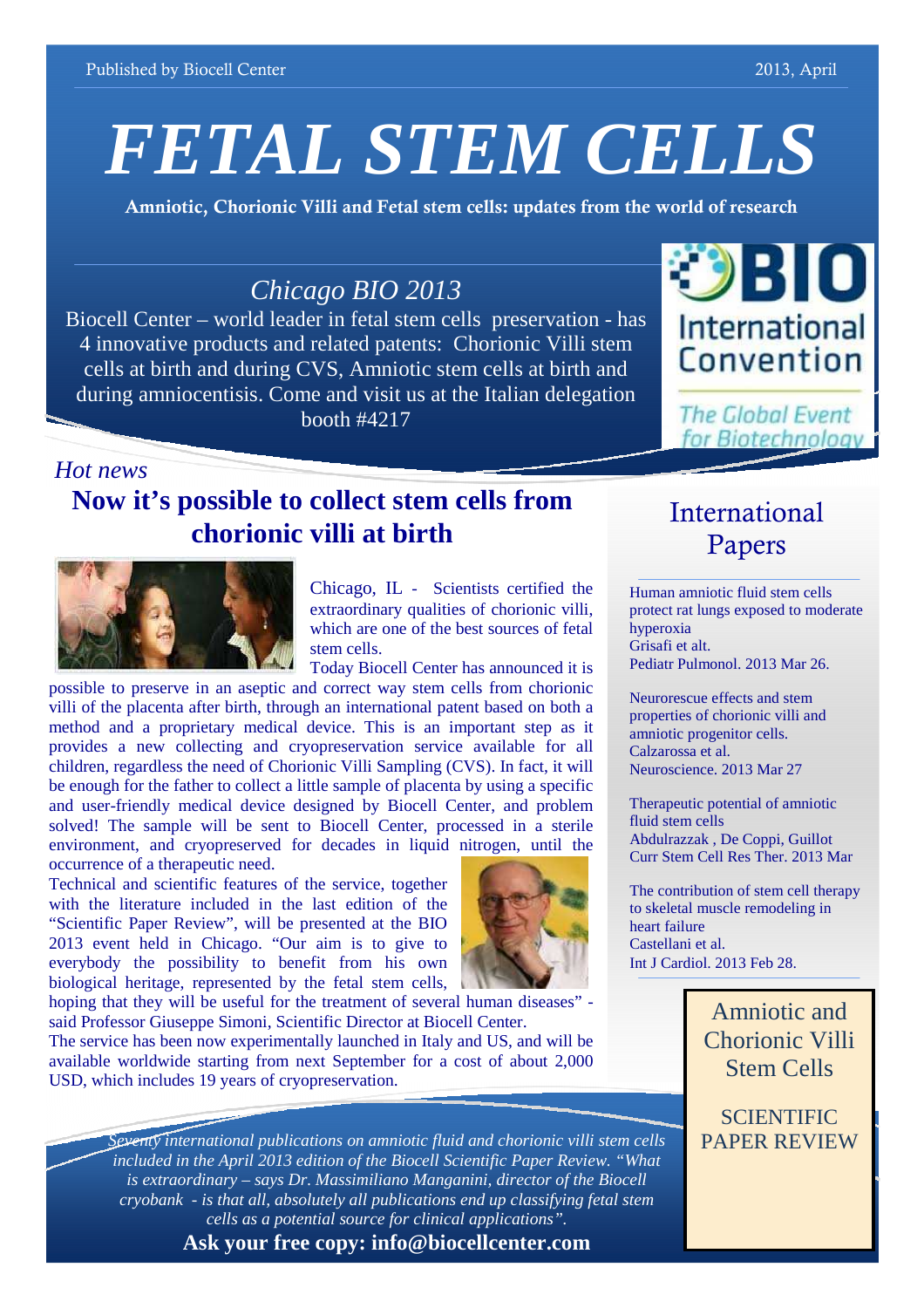Published by Biocell Center

2013, April

# FETAL STEM CELLS

**Amniotic, Chorionic Villi and Fetal stem cells: updates from the world of research**

## *Chicago BIO 2013*

Biocell Center – world leader in fetal stem cells preservation - has 4 innovative products and related patents: Chorionic Villi stem cells at birth and during CVS, Amniotic stem cells at birth and during amniocentisis. Come and visit us at the Italian delegation booth #4217

BIO International Convention
The Global Event for Biotechnology

*Hot news*

## Now it's possible to collect stem cells from chorionic villi at birth

Chicago, IL - Scientists certified the extraordinary qualities of chorionic villi, which are one of the best sources of fetal stem cells.

Today Biocell Center has announced it is possible to preserve in an aseptic and correct way stem cells from chorionic villi of the placenta after birth, through an international patent based on both a method and a proprietary medical device. This is an important step as it provides a new collecting and cryopreservation service available for all children, regardless the need of Chorionic Villi Sampling (CVS). In fact, it will be enough for the father to collect a little sample of placenta by using a specific and user-friendly medical device designed by Biocell Center, and problem solved! The sample will be sent to Biocell Center, processed in a sterile environment, and cryopreserved for decades in liquid nitrogen, until the occurrence of a therapeutic need.

Technical and scientific features of the service, together with the literature included in the last edition of the "Scientific Paper Review", will be presented at the BIO 2013 event held in Chicago. "Our aim is to give to everybody the possibility to benefit from his own biological heritage, represented by the fetal stem cells, hoping that they will be useful for the treatment of several human diseases" - said Professor Giuseppe Simoni, Scientific Director at Biocell Center.

The service has been now experimentally launched in Italy and US, and will be available worldwide starting from next September for a cost of about 2,000 USD, which includes 19 years of cryopreservation.

## International Papers

Human amniotic fluid stem cells protect rat lungs exposed to moderate hyperoxia
Grisafi et alt.
Pediatr Pulmonol. 2013 Mar 26.

Neurorescue effects and stem properties of chorionic villi and amniotic progenitor cells.
Calzarossa et al.
Neuroscience. 2013 Mar 27

Therapeutic potential of amniotic fluid stem cells
Abdulrazzak , De Coppi, Guillot
Curr Stem Cell Res Ther. 2013 Mar

The contribution of stem cell therapy to skeletal muscle remodeling in heart failure
Castellani et al.
Int J Cardiol. 2013 Feb 28.

*Seventy international publications on amniotic fluid and chorionic villi stem cells included in the April 2013 edition of the Biocell Scientific Paper Review. "What is extraordinary – says Dr. Massimiliano Manganini, director of the Biocell cryobank - is that all, absolutely all publications end up classifying fetal stem cells as a potential source for clinical applications".*

**Ask your free copy: info@biocellcenter.com**

Amniotic and Chorionic Villi Stem Cells

SCIENTIFIC PAPER REVIEW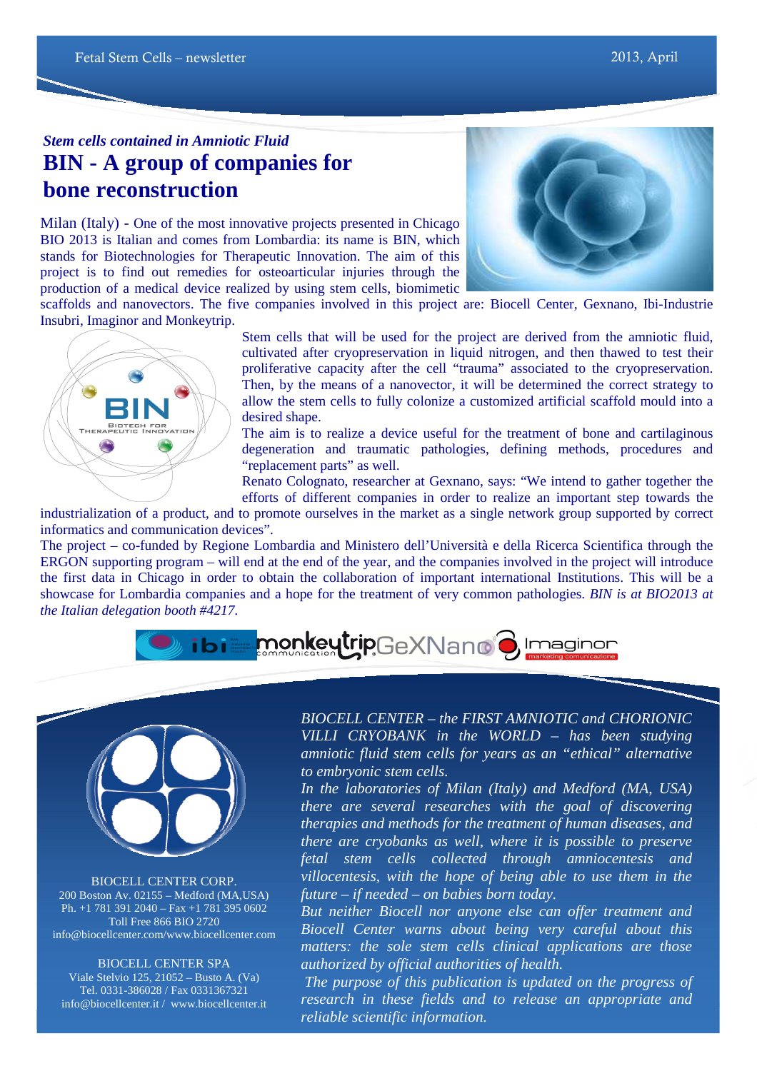*Stem cells contained in Amniotic Fluid*

# BIN - A group of companies for bone reconstruction

Milan (Italy) - One of the most innovative projects presented in Chicago BIO 2013 is Italian and comes from Lombardia: its name is BIN, which stands for Biotechnologies for Therapeutic Innovation. The aim of this project is to find out remedies for osteoarticular injuries through the production of a medical device realized by using stem cells, biomimetic scaffolds and nanovectors. The five companies involved in this project are: Biocell Center, Gexnano, Ibi-Industrie Insubri, Imaginor and Monkeytrip.

Stem cells that will be used for the project are derived from the amniotic fluid, cultivated after cryopreservation in liquid nitrogen, and then thawed to test their proliferative capacity after the cell "trauma" associated to the cryopreservation. Then, by the means of a nanovector, it will be determined the correct strategy to allow the stem cells to fully colonize a customized artificial scaffold mould into a desired shape.

The aim is to realize a device useful for the treatment of bone and cartilaginous degeneration and traumatic pathologies, defining methods, procedures and "replacement parts" as well.

Renato Colognato, researcher at Gexnano, says: "We intend to gather together the efforts of different companies in order to realize an important step towards the industrialization of a product, and to promote ourselves in the market as a single network group supported by correct informatics and communication devices".

The project – co-funded by Regione Lombardia and Ministero dell'Università e della Ricerca Scientifica through the ERGON supporting program – will end at the end of the year, and the companies involved in the project will introduce the first data in Chicago in order to obtain the collaboration of important international Institutions. This will be a showcase for Lombardia companies and a hope for the treatment of very common pathologies. *BIN is at BIO2013 at the Italian delegation booth #4217.*

*BIOCELL CENTER – the FIRST AMNIOTIC and CHORIONIC VILLI CRYOBANK in the WORLD – has been studying amniotic fluid stem cells for years as an "ethical" alternative to embryonic stem cells.*

*In the laboratories of Milan (Italy) and Medford (MA, USA) there are several researches with the goal of discovering therapies and methods for the treatment of human diseases, and there are cryobanks as well, where it is possible to preserve fetal stem cells collected through amniocentesis and villocentesis, with the hope of being able to use them in the future – if needed – on babies born today.*

*But neither Biocell nor anyone else can offer treatment and Biocell Center warns about being very careful about this matters: the sole stem cells clinical applications are those authorized by official authorities of health.*

*The purpose of this publication is updated on the progress of research in these fields and to release an appropriate and reliable scientific information.*

BIOCELL CENTER CORP.
200 Boston Av. 02155 – Medford (MA,USA)
Ph. +1 781 391 2040 – Fax +1 781 395 0602
Toll Free 866 BIO 2720
info@biocellcenter.com/www.biocellcenter.com

BIOCELL CENTER SPA
Viale Stelvio 125, 21052 – Busto A. (Va)
Tel. 0331-386028 / Fax 0331367321
info@biocellcenter.it / www.biocellcenter.it